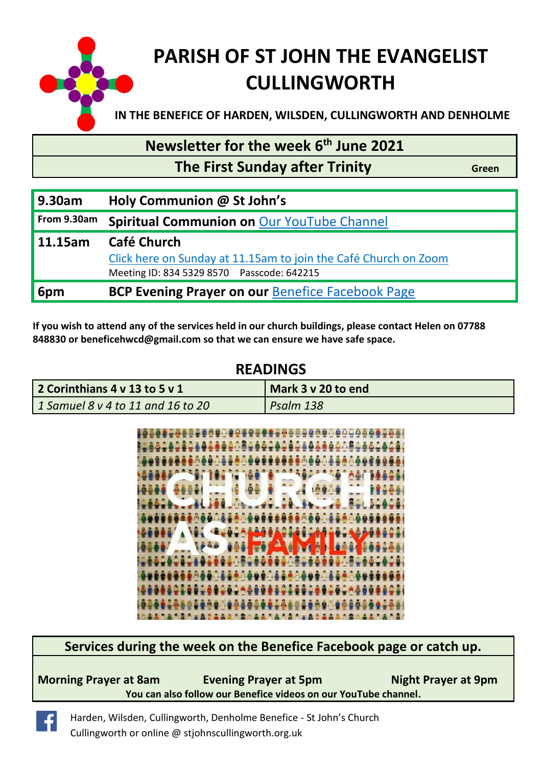# PARISH OF ST JOHN THE EVANGELIST CULLINGWORTH

**IN THE BENEFICE OF HARDEN, WILSDEN, CULLINGWORTH AND DENHOLME**

## Newsletter for the week 6th June 2021

## The First Sunday after Trinity

Green

| | |
|---|---|
| **9.30am** | **Holy Communion @ St John's** |
| **From 9.30am** | **Spiritual Communion on** Our YouTube Channel |
| **11.15am** | **Café Church**<br>Click here on Sunday at 11.15am to join the Café Church on Zoom<br>Meeting ID: 834 5329 8570 Passcode: 642215 |
| **6pm** | **BCP Evening Prayer on our** Benefice Facebook Page |

**If you wish to attend any of the services held in our church buildings, please contact Helen on 07788 848830 or beneficehwcd@gmail.com so that we can ensure we have safe space.**

## READINGS

| **2 Corinthians 4 v 13 to 5 v 1** | **Mark 3 v 20 to end** |
|---|---|
| *1 Samuel 8 v 4 to 11 and 16 to 20* | *Psalm 138* |

CHURCH AS FAMILY

**Services during the week on the Benefice Facebook page or catch up.**

**Morning Prayer at 8am** **Evening Prayer at 5pm** **Night Prayer at 9pm**

**You can also follow our Benefice videos on our YouTube channel.**

Harden, Wilsden, Cullingworth, Denholme Benefice - St John's Church Cullingworth or online @ stjohnscullingworth.org.uk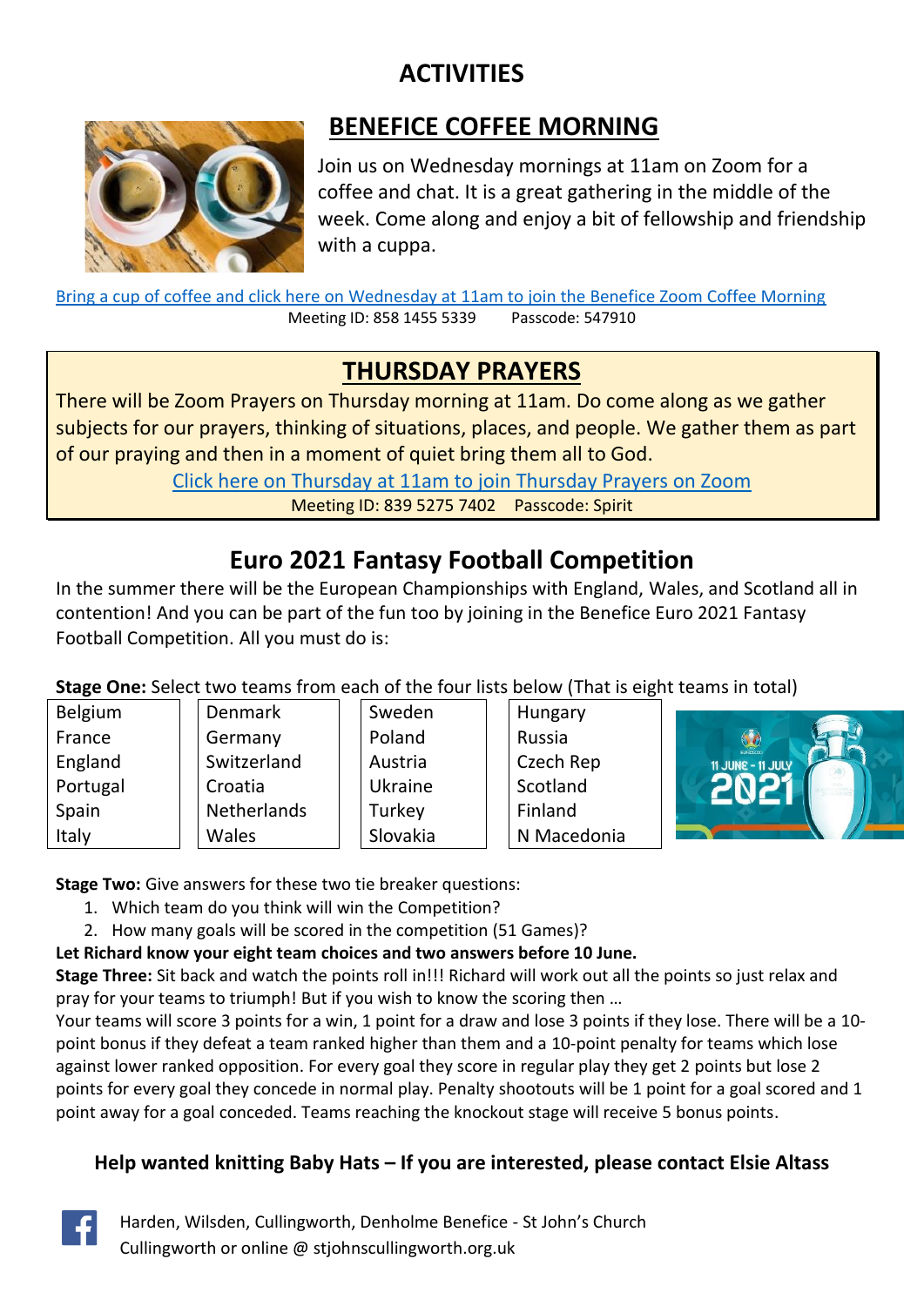# ACTIVITIES

## BENEFICE COFFEE MORNING

Join us on Wednesday mornings at 11am on Zoom for a coffee and chat. It is a great gathering in the middle of the week. Come along and enjoy a bit of fellowship and friendship with a cuppa.

Bring a cup of coffee and click here on Wednesday at 11am to join the Benefice Zoom Coffee Morning
Meeting ID: 858 1455 5339 Passcode: 547910

## THURSDAY PRAYERS

There will be Zoom Prayers on Thursday morning at 11am. Do come along as we gather subjects for our prayers, thinking of situations, places, and people. We gather them as part of our praying and then in a moment of quiet bring them all to God.

Click here on Thursday at 11am to join Thursday Prayers on Zoom
Meeting ID: 839 5275 7402 Passcode: Spirit

## Euro 2021 Fantasy Football Competition

In the summer there will be the European Championships with England, Wales, and Scotland all in contention! And you can be part of the fun too by joining in the Benefice Euro 2021 Fantasy Football Competition. All you must do is:

**Stage One:** Select two teams from each of the four lists below (That is eight teams in total)

| List 1 | List 2 | List 3 | List 4 |
|---|---|---|---|
| Belgium | Denmark | Sweden | Hungary |
| France | Germany | Poland | Russia |
| England | Switzerland | Austria | Czech Rep |
| Portugal | Croatia | Ukraine | Scotland |
| Spain | Netherlands | Turkey | Finland |
| Italy | Wales | Slovakia | N Macedonia |

**Stage Two:** Give answers for these two tie breaker questions:

1. Which team do you think will win the Competition?
2. How many goals will be scored in the competition (51 Games)?

**Let Richard know your eight team choices and two answers before 10 June.**

**Stage Three:** Sit back and watch the points roll in!!! Richard will work out all the points so just relax and pray for your teams to triumph! But if you wish to know the scoring then …

Your teams will score 3 points for a win, 1 point for a draw and lose 3 points if they lose. There will be a 10-point bonus if they defeat a team ranked higher than them and a 10-point penalty for teams which lose against lower ranked opposition. For every goal they score in regular play they get 2 points but lose 2 points for every goal they concede in normal play. Penalty shootouts will be 1 point for a goal scored and 1 point away for a goal conceded. Teams reaching the knockout stage will receive 5 bonus points.

**Help wanted knitting Baby Hats – If you are interested, please contact Elsie Altass**

Harden, Wilsden, Cullingworth, Denholme Benefice - St John's Church Cullingworth or online @ stjohnscullingworth.org.uk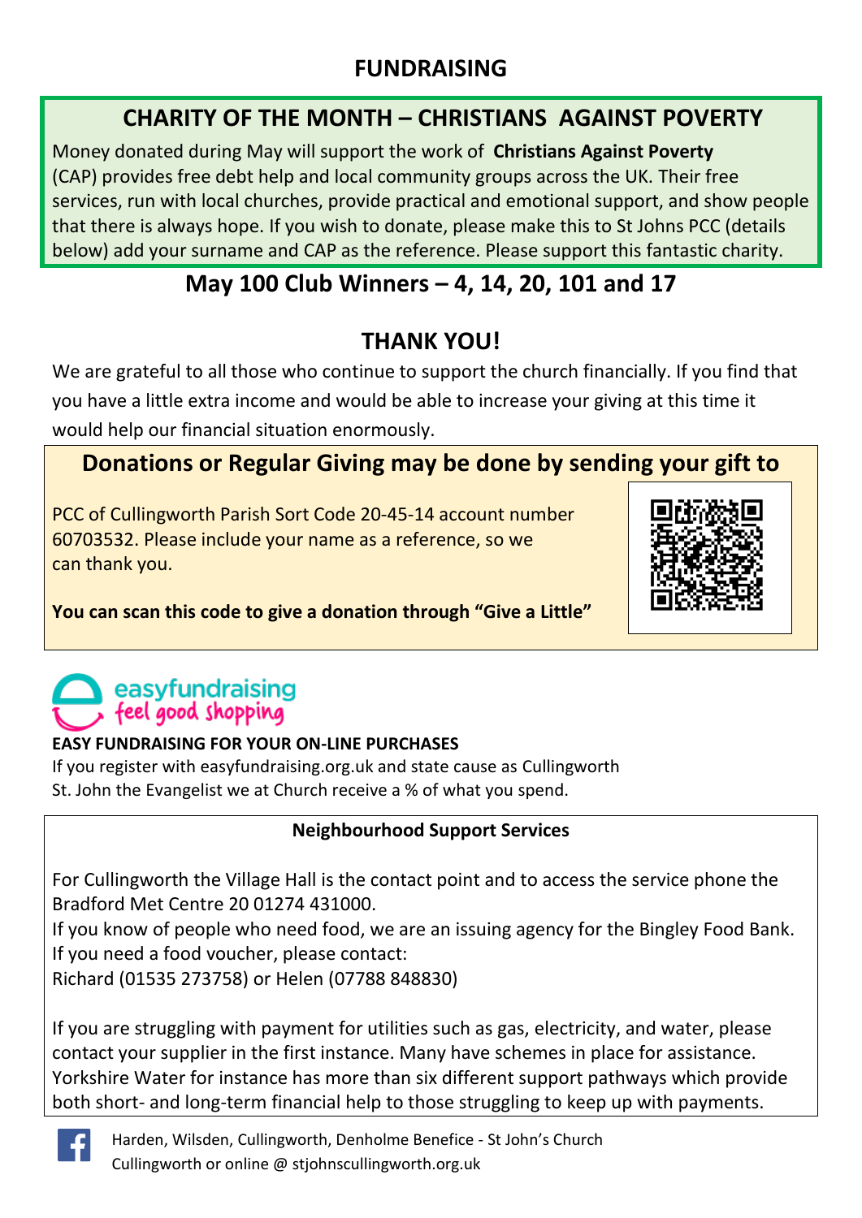# FUNDRAISING

## CHARITY OF THE MONTH – CHRISTIANS AGAINST POVERTY

Money donated during May will support the work of **Christians Against Poverty** (CAP) provides free debt help and local community groups across the UK. Their free services, run with local churches, provide practical and emotional support, and show people that there is always hope. If you wish to donate, please make this to St Johns PCC (details below) add your surname and CAP as the reference. Please support this fantastic charity.

## May 100 Club Winners – 4, 14, 20, 101 and 17

## THANK YOU!

We are grateful to all those who continue to support the church financially. If you find that you have a little extra income and would be able to increase your giving at this time it would help our financial situation enormously.

## Donations or Regular Giving may be done by sending your gift to

PCC of Cullingworth Parish Sort Code 20-45-14 account number 60703532. Please include your name as a reference, so we can thank you.

**You can scan this code to give a donation through "Give a Little"**

easyfundraising
feel good shopping

**EASY FUNDRAISING FOR YOUR ON-LINE PURCHASES**

If you register with easyfundraising.org.uk and state cause as Cullingworth St. John the Evangelist we at Church receive a % of what you spend.

**Neighbourhood Support Services**

For Cullingworth the Village Hall is the contact point and to access the service phone the Bradford Met Centre 20 01274 431000.

If you know of people who need food, we are an issuing agency for the Bingley Food Bank. If you need a food voucher, please contact:

Richard (01535 273758) or Helen (07788 848830)

If you are struggling with payment for utilities such as gas, electricity, and water, please contact your supplier in the first instance. Many have schemes in place for assistance. Yorkshire Water for instance has more than six different support pathways which provide both short- and long-term financial help to those struggling to keep up with payments.

Harden, Wilsden, Cullingworth, Denholme Benefice - St John's Church Cullingworth or online @ stjohnscullingworth.org.uk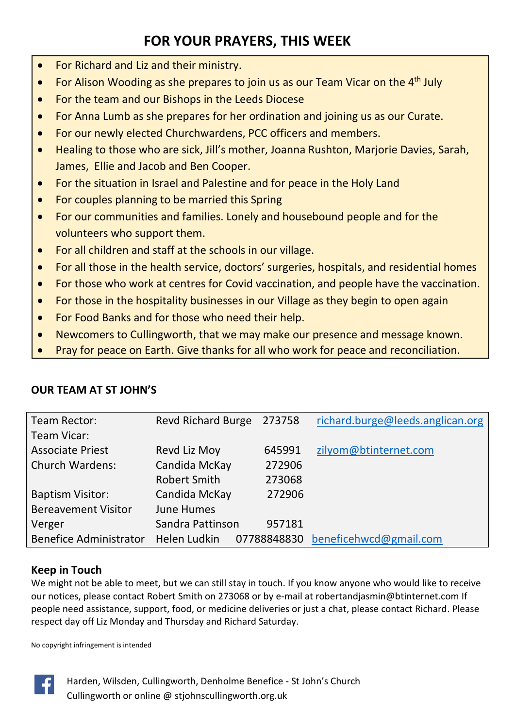# FOR YOUR PRAYERS, THIS WEEK

- For Richard and Liz and their ministry.
- For Alison Wooding as she prepares to join us as our Team Vicar on the 4th July
- For the team and our Bishops in the Leeds Diocese
- For Anna Lumb as she prepares for her ordination and joining us as our Curate.
- For our newly elected Churchwardens, PCC officers and members.
- Healing to those who are sick, Jill's mother, Joanna Rushton, Marjorie Davies, Sarah, James, Ellie and Jacob and Ben Cooper.
- For the situation in Israel and Palestine and for peace in the Holy Land
- For couples planning to be married this Spring
- For our communities and families. Lonely and housebound people and for the volunteers who support them.
- For all children and staff at the schools in our village.
- For all those in the health service, doctors' surgeries, hospitals, and residential homes
- For those who work at centres for Covid vaccination, and people have the vaccination.
- For those in the hospitality businesses in our Village as they begin to open again
- For Food Banks and for those who need their help.
- Newcomers to Cullingworth, that we may make our presence and message known.
- Pray for peace on Earth. Give thanks for all who work for peace and reconciliation.

**OUR TEAM AT ST JOHN'S**

| | | | |
|---|---|---|---|
| Team Rector: | Revd Richard Burge | 273758 | richard.burge@leeds.anglican.org |
| Team Vicar: | | | |
| Associate Priest | Revd Liz Moy | 645991 | zilyom@btinternet.com |
| Church Wardens: | Candida McKay | 272906 | |
| | Robert Smith | 273068 | |
| Baptism Visitor: | Candida McKay | 272906 | |
| Bereavement Visitor | June Humes | | |
| Verger | Sandra Pattinson | 957181 | |
| Benefice Administrator | Helen Ludkin | 07788848830 | beneficehwcd@gmail.com |

**Keep in Touch**

We might not be able to meet, but we can still stay in touch. If you know anyone who would like to receive our notices, please contact Robert Smith on 273068 or by e-mail at robertandjasmin@btinternet.com If people need assistance, support, food, or medicine deliveries or just a chat, please contact Richard. Please respect day off Liz Monday and Thursday and Richard Saturday.

No copyright infringement is intended

Harden, Wilsden, Cullingworth, Denholme Benefice - St John's Church Cullingworth or online @ stjohnscullingworth.org.uk